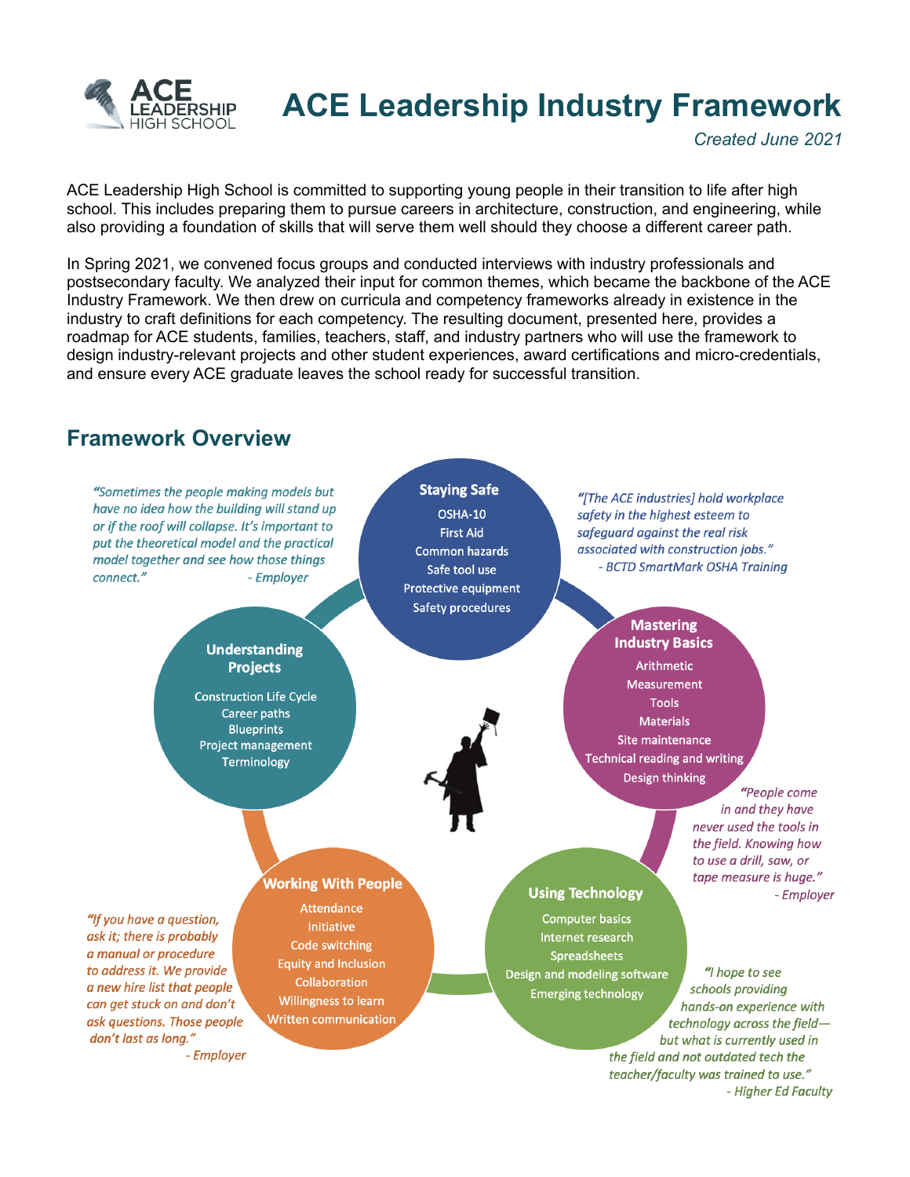# ACE Leadership Industry Framework

*Created June 2021*

ACE Leadership High School is committed to supporting young people in their transition to life after high school. This includes preparing them to pursue careers in architecture, construction, and engineering, while also providing a foundation of skills that will serve them well should they choose a different career path.

In Spring 2021, we convened focus groups and conducted interviews with industry professionals and postsecondary faculty. We analyzed their input for common themes, which became the backbone of the ACE Industry Framework. We then drew on curricula and competency frameworks already in existence in the industry to craft definitions for each competency. The resulting document, presented here, provides a roadmap for ACE students, families, teachers, staff, and industry partners who will use the framework to design industry-relevant projects and other student experiences, award certifications and micro-credentials, and ensure every ACE graduate leaves the school ready for successful transition.

## Framework Overview

**Staying Safe**
- OSHA-10
- First Aid
- Common hazards
- Safe tool use
- Protective equipment
- Safety procedures

*"[The ACE industries] hold workplace safety in the highest esteem to safeguard against the real risk associated with construction jobs."* - BCTD SmartMark OSHA Training

**Mastering Industry Basics**
- Arithmetic
- Measurement
- Tools
- Materials
- Site maintenance
- Technical reading and writing
- Design thinking

*"People come in and they have never used the tools in the field. Knowing how to use a drill, saw, or tape measure is huge."* - Employer

**Using Technology**
- Computer basics
- Internet research
- Spreadsheets
- Design and modeling software
- Emerging technology

*"I hope to see schools providing hands-on experience with technology across the field—but what is currently used in the field and not outdated tech the teacher/faculty was trained to use."* - Higher Ed Faculty

**Working With People**
- Attendance
- Initiative
- Code switching
- Equity and Inclusion
- Collaboration
- Willingness to learn
- Written communication

*"If you have a question, ask it; there is probably a manual or procedure to address it. We provide a new hire list that people can get stuck on and don't ask questions. Those people don't last as long."* - Employer

**Understanding Projects**
- Construction Life Cycle
- Career paths
- Blueprints
- Project management
- Terminology

*"Sometimes the people making models but have no idea how the building will stand up or if the roof will collapse. It's important to put the theoretical model and the practical model together and see how those things connect."* - Employer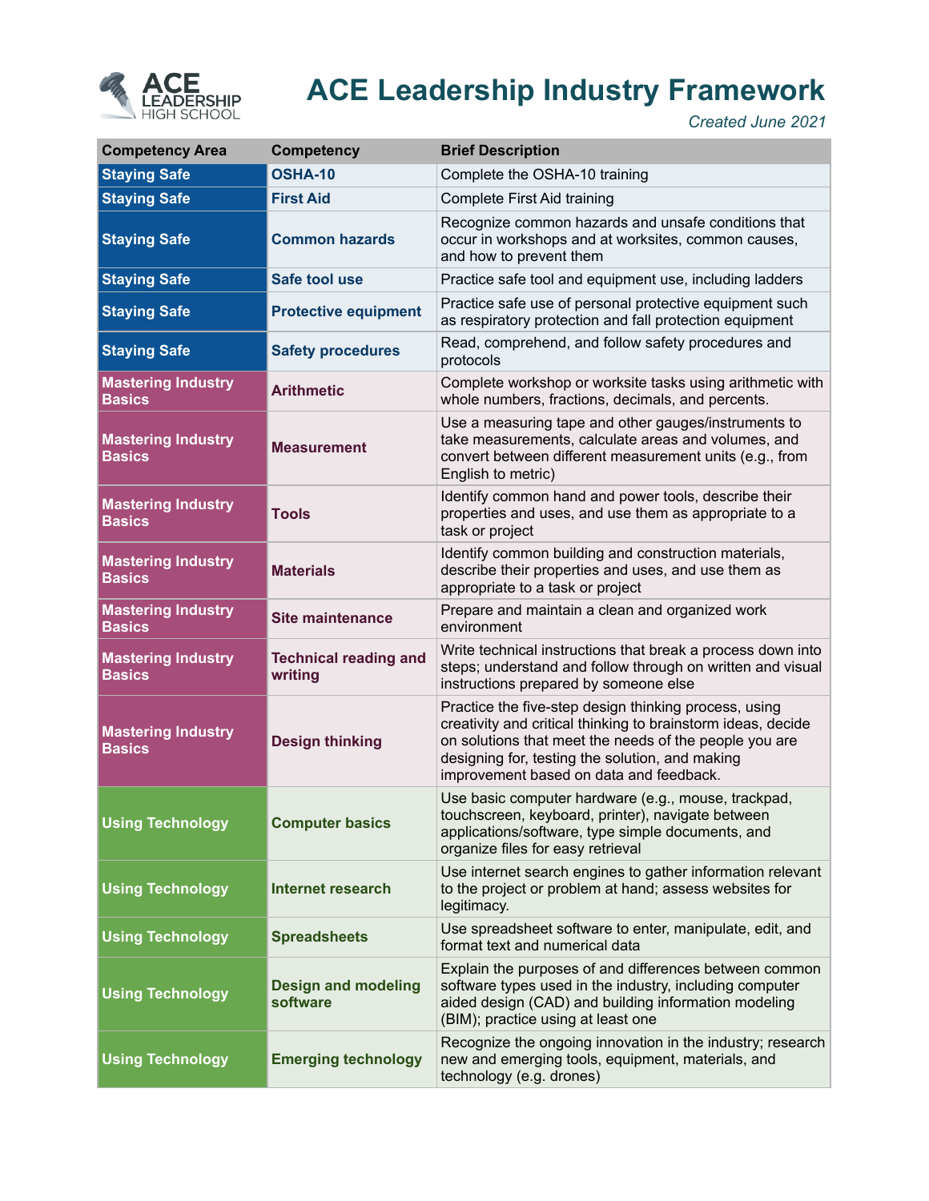# ACE Leadership Industry Framework

*Created June 2021*

| Competency Area | Competency | Brief Description |
|---|---|---|
| Staying Safe | OSHA-10 | Complete the OSHA-10 training |
| Staying Safe | First Aid | Complete First Aid training |
| Staying Safe | Common hazards | Recognize common hazards and unsafe conditions that occur in workshops and at worksites, common causes, and how to prevent them |
| Staying Safe | Safe tool use | Practice safe tool and equipment use, including ladders |
| Staying Safe | Protective equipment | Practice safe use of personal protective equipment such as respiratory protection and fall protection equipment |
| Staying Safe | Safety procedures | Read, comprehend, and follow safety procedures and protocols |
| Mastering Industry Basics | Arithmetic | Complete workshop or worksite tasks using arithmetic with whole numbers, fractions, decimals, and percents. |
| Mastering Industry Basics | Measurement | Use a measuring tape and other gauges/instruments to take measurements, calculate areas and volumes, and convert between different measurement units (e.g., from English to metric) |
| Mastering Industry Basics | Tools | Identify common hand and power tools, describe their properties and uses, and use them as appropriate to a task or project |
| Mastering Industry Basics | Materials | Identify common building and construction materials, describe their properties and uses, and use them as appropriate to a task or project |
| Mastering Industry Basics | Site maintenance | Prepare and maintain a clean and organized work environment |
| Mastering Industry Basics | Technical reading and writing | Write technical instructions that break a process down into steps; understand and follow through on written and visual instructions prepared by someone else |
| Mastering Industry Basics | Design thinking | Practice the five-step design thinking process, using creativity and critical thinking to brainstorm ideas, decide on solutions that meet the needs of the people you are designing for, testing the solution, and making improvement based on data and feedback. |
| Using Technology | Computer basics | Use basic computer hardware (e.g., mouse, trackpad, touchscreen, keyboard, printer), navigate between applications/software, type simple documents, and organize files for easy retrieval |
| Using Technology | Internet research | Use internet search engines to gather information relevant to the project or problem at hand; assess websites for legitimacy. |
| Using Technology | Spreadsheets | Use spreadsheet software to enter, manipulate, edit, and format text and numerical data |
| Using Technology | Design and modeling software | Explain the purposes of and differences between common software types used in the industry, including computer aided design (CAD) and building information modeling (BIM); practice using at least one |
| Using Technology | Emerging technology | Recognize the ongoing innovation in the industry; research new and emerging tools, equipment, materials, and technology (e.g. drones) |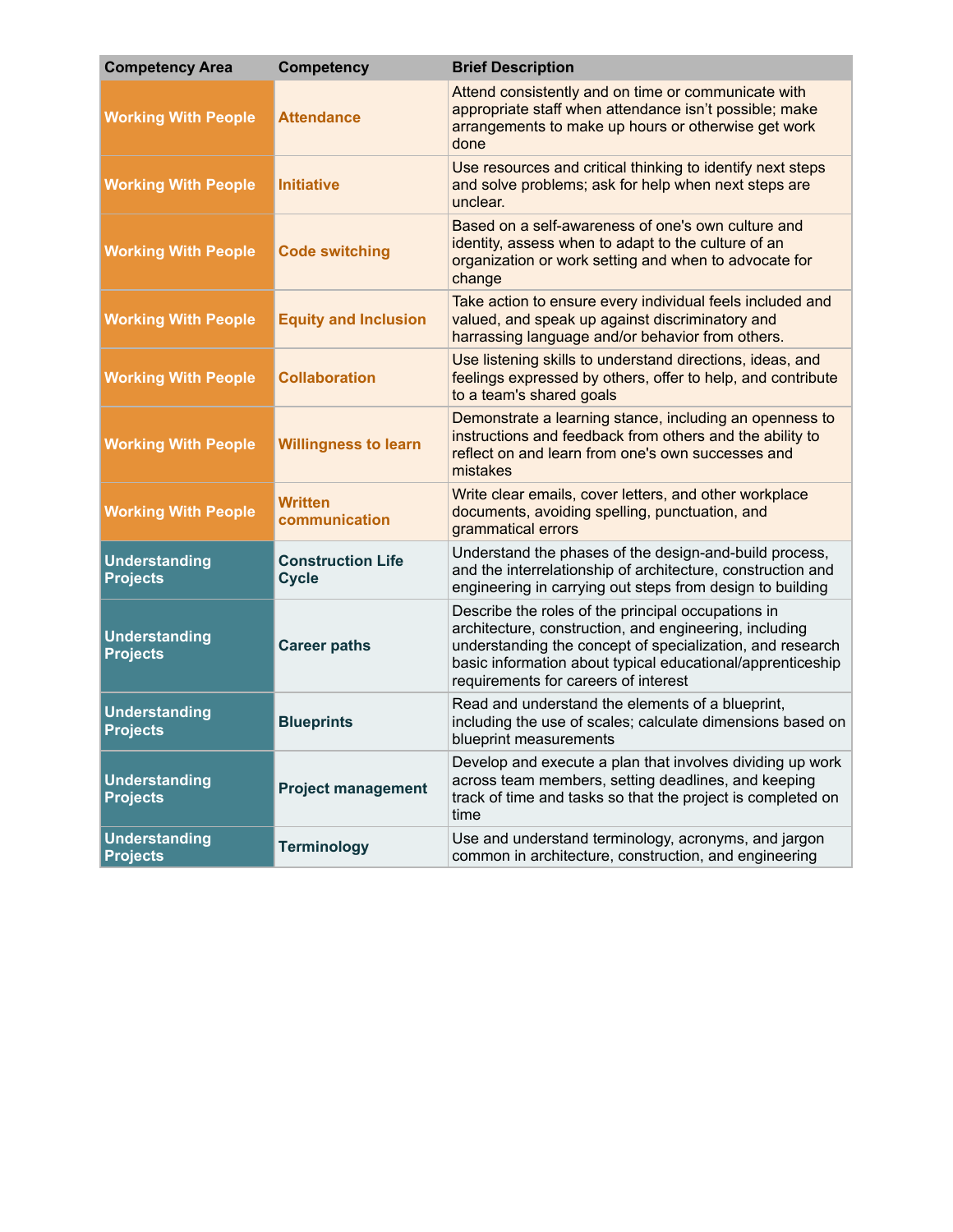| Competency Area | Competency | Brief Description |
| --- | --- | --- |
| Working With People | Attendance | Attend consistently and on time or communicate with appropriate staff when attendance isn't possible; make arrangements to make up hours or otherwise get work done |
| Working With People | Initiative | Use resources and critical thinking to identify next steps and solve problems; ask for help when next steps are unclear. |
| Working With People | Code switching | Based on a self-awareness of one's own culture and identity, assess when to adapt to the culture of an organization or work setting and when to advocate for change |
| Working With People | Equity and Inclusion | Take action to ensure every individual feels included and valued, and speak up against discriminatory and harrassing language and/or behavior from others. |
| Working With People | Collaboration | Use listening skills to understand directions, ideas, and feelings expressed by others, offer to help, and contribute to a team's shared goals |
| Working With People | Willingness to learn | Demonstrate a learning stance, including an openness to instructions and feedback from others and the ability to reflect on and learn from one's own successes and mistakes |
| Working With People | Written communication | Write clear emails, cover letters, and other workplace documents, avoiding spelling, punctuation, and grammatical errors |
| Understanding Projects | Construction Life Cycle | Understand the phases of the design-and-build process, and the interrelationship of architecture, construction and engineering in carrying out steps from design to building |
| Understanding Projects | Career paths | Describe the roles of the principal occupations in architecture, construction, and engineering, including understanding the concept of specialization, and research basic information about typical educational/apprenticeship requirements for careers of interest |
| Understanding Projects | Blueprints | Read and understand the elements of a blueprint, including the use of scales; calculate dimensions based on blueprint measurements |
| Understanding Projects | Project management | Develop and execute a plan that involves dividing up work across team members, setting deadlines, and keeping track of time and tasks so that the project is completed on time |
| Understanding Projects | Terminology | Use and understand terminology, acronyms, and jargon common in architecture, construction, and engineering |